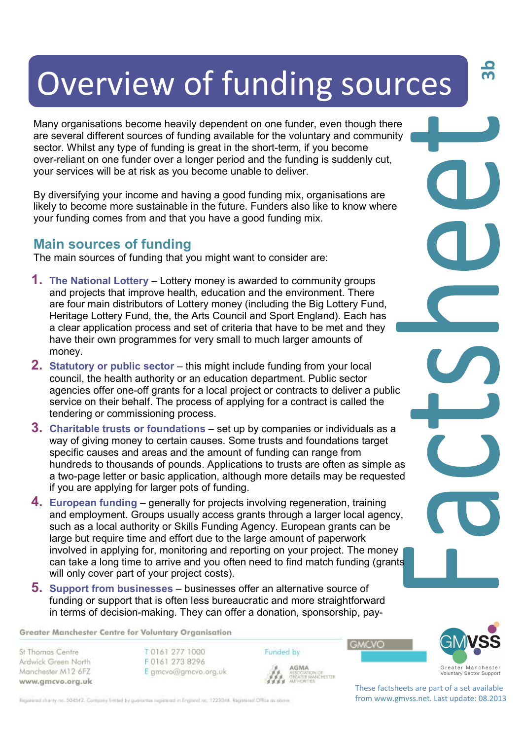# Overview of funding sources

Many organisations become heavily dependent on one funder, even though there are several different sources of funding available for the voluntary and community sector. Whilst any type of funding is great in the short-term, if you become over-reliant on one funder over a longer period and the funding is suddenly cut, your services will be at risk as you become unable to deliver.

By diversifying your income and having a good funding mix, organisations are likely to become more sustainable in the future. Funders also like to know where your funding comes from and that you have a good funding mix.

## Main sources of funding

The main sources of funding that you might want to consider are:

1. **The National Lottery** – Lottery money is awarded to community groups and projects that improve health, education and the environment. There are four main distributors of Lottery money (including the Big Lottery Fund, Heritage Lottery Fund, the, the Arts Council and Sport England). Each has a clear application process and set of criteria that have to be met and they have their own programmes for very small to much larger amounts of money.
2. **Statutory or public sector** – this might include funding from your local council, the health authority or an education department. Public sector agencies offer one-off grants for a local project or contracts to deliver a public service on their behalf. The process of applying for a contract is called the tendering or commissioning process.
3. **Charitable trusts or foundations** – set up by companies or individuals as a way of giving money to certain causes. Some trusts and foundations target specific causes and areas and the amount of funding can range from hundreds to thousands of pounds. Applications to trusts are often as simple as a two-page letter or basic application, although more details may be requested if you are applying for larger pots of funding.
4. **European funding** – generally for projects involving regeneration, training and employment. Groups usually access grants through a larger local agency, such as a local authority or Skills Funding Agency. European grants can be large but require time and effort due to the large amount of paperwork involved in applying for, monitoring and reporting on your project. The money can take a long time to arrive and you often need to find match funding (grants will only cover part of your project costs).
5. **Support from businesses** – businesses offer an alternative source of funding or support that is often less bureaucratic and more straightforward in terms of decision-making. They can offer a donation, sponsorship, pay-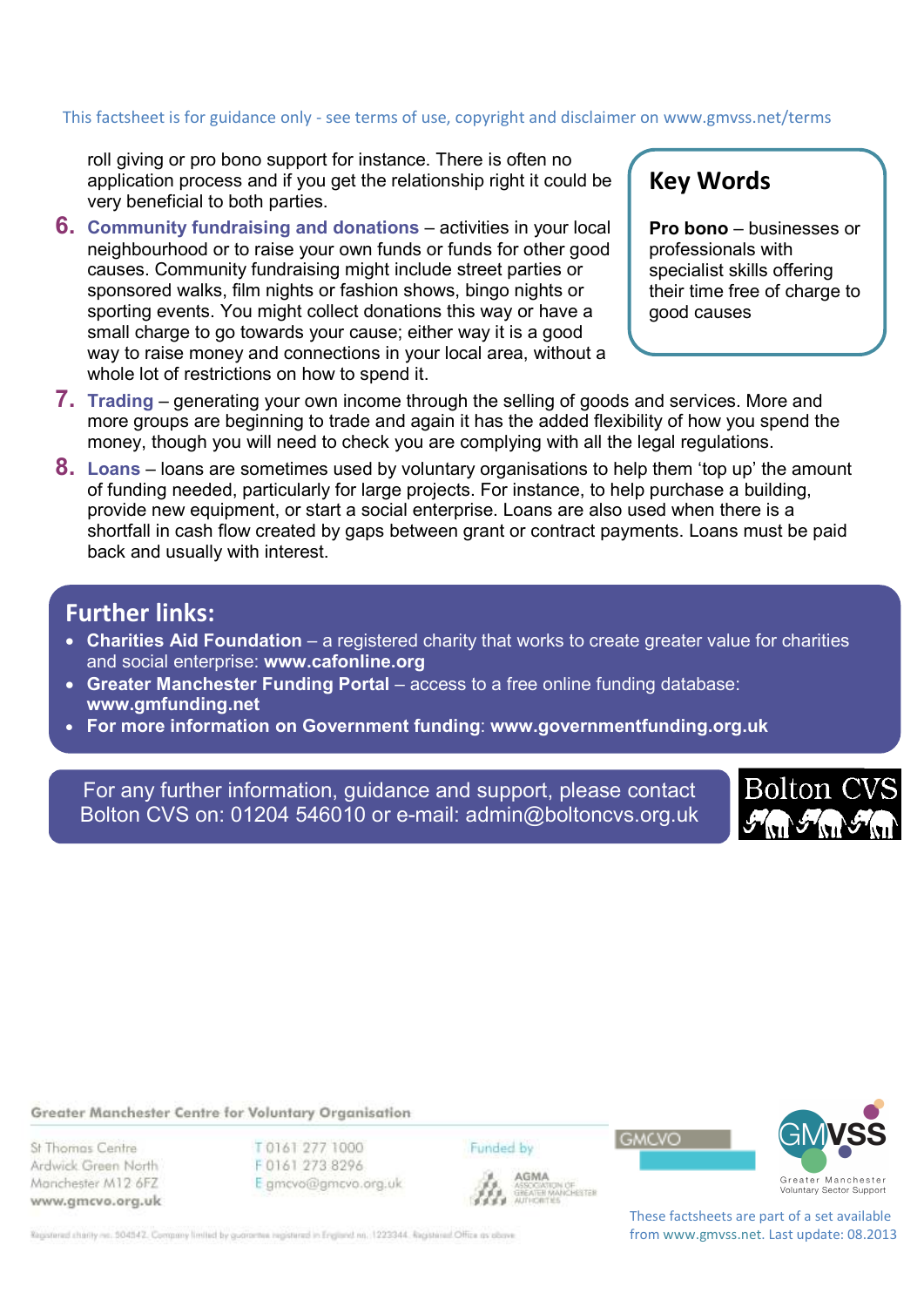roll giving or pro bono support for instance. There is often no application process and if you get the relationship right it could be very beneficial to both parties.

6. **Community fundraising and donations** – activities in your local neighbourhood or to raise your own funds or funds for other good causes. Community fundraising might include street parties or sponsored walks, film nights or fashion shows, bingo nights or sporting events. You might collect donations this way or have a small charge to go towards your cause; either way it is a good way to raise money and connections in your local area, without a whole lot of restrictions on how to spend it.

## Key Words

**Pro bono** – businesses or professionals with specialist skills offering their time free of charge to good causes

7. **Trading** – generating your own income through the selling of goods and services. More and more groups are beginning to trade and again it has the added flexibility of how you spend the money, though you will need to check you are complying with all the legal regulations.

8. **Loans** – loans are sometimes used by voluntary organisations to help them 'top up' the amount of funding needed, particularly for large projects. For instance, to help purchase a building, provide new equipment, or start a social enterprise. Loans are also used when there is a shortfall in cash flow created by gaps between grant or contract payments. Loans must be paid back and usually with interest.

## Further links:

- **Charities Aid Foundation** – a registered charity that works to create greater value for charities and social enterprise: **www.cafonline.org**
- **Greater Manchester Funding Portal** – access to a free online funding database: **www.gmfunding.net**
- **For more information on Government funding**: **www.governmentfunding.org.uk**

For any further information, guidance and support, please contact Bolton CVS on: 01204 546010 or e-mail: admin@boltoncvs.org.uk

Bolton CVS

**Greater Manchester Centre for Voluntary Organisation**

St Thomas Centre
Ardwick Green North
Manchester M12 6FZ
**www.gmcvo.org.uk**

T 0161 277 1000
F 0161 273 8296
E gmcvo@gmcvo.org.uk

Funded by AGMA Association of Greater Manchester Authorities

Registered charity no. 504542. Company limited by guarantee registered in England no. 1223344. Registered Office as above

GMCVO

GMVSS Greater Manchester Voluntary Sector Support

These factsheets are part of a set available from www.gmvss.net. Last update: 08.2013